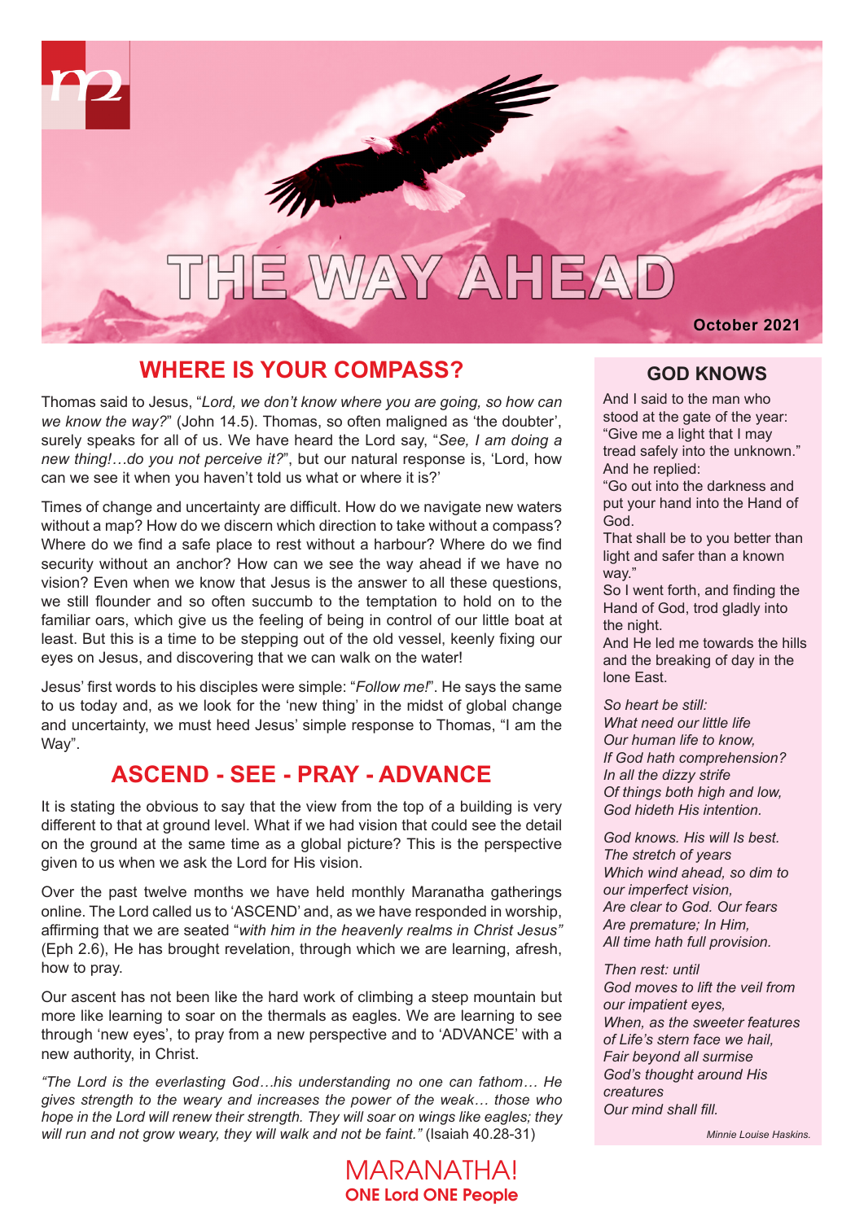# THE WAY AHEAD

**October 2021**

## WHERE IS YOUR COMPASS?

Thomas said to Jesus, "*Lord, we don't know where you are going, so how can we know the way?*" (John 14.5). Thomas, so often maligned as 'the doubter', surely speaks for all of us. We have heard the Lord say, "*See, I am doing a new thing!…do you not perceive it?*", but our natural response is, 'Lord, how can we see it when you haven't told us what or where it is?'

Times of change and uncertainty are difficult. How do we navigate new waters without a map? How do we discern which direction to take without a compass? Where do we find a safe place to rest without a harbour? Where do we find security without an anchor? How can we see the way ahead if we have no vision? Even when we know that Jesus is the answer to all these questions, we still flounder and so often succumb to the temptation to hold on to the familiar oars, which give us the feeling of being in control of our little boat at least. But this is a time to be stepping out of the old vessel, keenly fixing our eyes on Jesus, and discovering that we can walk on the water!

Jesus' first words to his disciples were simple: "*Follow me!*". He says the same to us today and, as we look for the 'new thing' in the midst of global change and uncertainty, we must heed Jesus' simple response to Thomas, "I am the Way".

## ASCEND - SEE - PRAY - ADVANCE

It is stating the obvious to say that the view from the top of a building is very different to that at ground level. What if we had vision that could see the detail on the ground at the same time as a global picture? This is the perspective given to us when we ask the Lord for His vision.

Over the past twelve months we have held monthly Maranatha gatherings online. The Lord called us to 'ASCEND' and, as we have responded in worship, affirming that we are seated "*with him in the heavenly realms in Christ Jesus"* (Eph 2.6), He has brought revelation, through which we are learning, afresh, how to pray.

Our ascent has not been like the hard work of climbing a steep mountain but more like learning to soar on the thermals as eagles. We are learning to see through 'new eyes', to pray from a new perspective and to 'ADVANCE' with a new authority, in Christ.

*"The Lord is the everlasting God…his understanding no one can fathom… He gives strength to the weary and increases the power of the weak… those who hope in the Lord will renew their strength. They will soar on wings like eagles; they will run and grow weary, they will walk and not be faint."* (Isaiah 40.28-31)

## GOD KNOWS

And I said to the man who stood at the gate of the year:
"Give me a light that I may tread safely into the unknown."
And he replied:
"Go out into the darkness and put your hand into the Hand of God.
That shall be to you better than light and safer than a known way."
So I went forth, and finding the Hand of God, trod gladly into the night.
And He led me towards the hills and the breaking of day in the lone East.

*So heart be still:*
*What need our little life*
*Our human life to know,*
*If God hath comprehension?*
*In all the dizzy strife*
*Of things both high and low,*
*God hideth His intention.*

*God knows. His will Is best.*
*The stretch of years*
*Which wind ahead, so dim to our imperfect vision,*
*Are clear to God. Our fears*
*Are premature; In Him,*
*All time hath full provision.*

*Then rest: until*
*God moves to lift the veil from our impatient eyes,*
*When, as the sweeter features of Life's stern face we hail,*
*Fair beyond all surmise*
*God's thought around His creatures*
*Our mind shall fill.*

*Minnie Louise Haskins.*

MARANATHA!
**ONE Lord ONE People**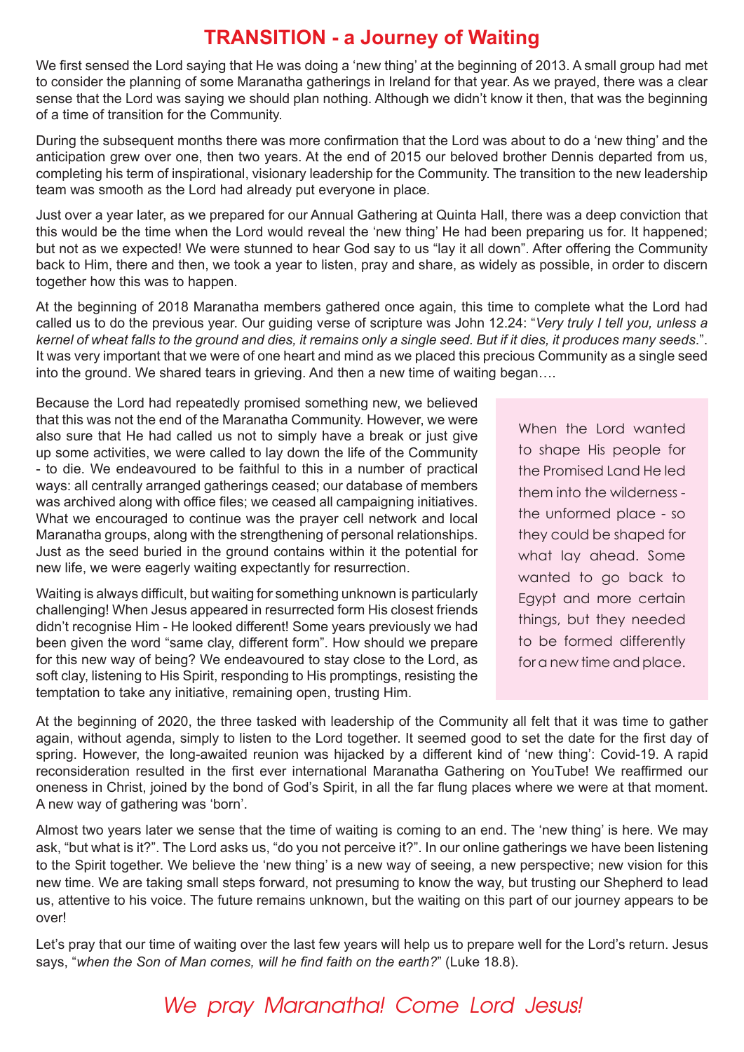# TRANSITION - a Journey of Waiting

We first sensed the Lord saying that He was doing a 'new thing' at the beginning of 2013. A small group had met to consider the planning of some Maranatha gatherings in Ireland for that year. As we prayed, there was a clear sense that the Lord was saying we should plan nothing. Although we didn't know it then, that was the beginning of a time of transition for the Community.

During the subsequent months there was more confirmation that the Lord was about to do a 'new thing' and the anticipation grew over one, then two years. At the end of 2015 our beloved brother Dennis departed from us, completing his term of inspirational, visionary leadership for the Community. The transition to the new leadership team was smooth as the Lord had already put everyone in place.

Just over a year later, as we prepared for our Annual Gathering at Quinta Hall, there was a deep conviction that this would be the time when the Lord would reveal the 'new thing' He had been preparing us for. It happened; but not as we expected! We were stunned to hear God say to us "lay it all down". After offering the Community back to Him, there and then, we took a year to listen, pray and share, as widely as possible, in order to discern together how this was to happen.

At the beginning of 2018 Maranatha members gathered once again, this time to complete what the Lord had called us to do the previous year. Our guiding verse of scripture was John 12.24: "*Very truly I tell you, unless a kernel of wheat falls to the ground and dies, it remains only a single seed. But if it dies, it produces many seeds.*". It was very important that we were of one heart and mind as we placed this precious Community as a single seed into the ground. We shared tears in grieving. And then a new time of waiting began….

Because the Lord had repeatedly promised something new, we believed that this was not the end of the Maranatha Community. However, we were also sure that He had called us not to simply have a break or just give up some activities, we were called to lay down the life of the Community - to die. We endeavoured to be faithful to this in a number of practical ways: all centrally arranged gatherings ceased; our database of members was archived along with office files; we ceased all campaigning initiatives. What we encouraged to continue was the prayer cell network and local Maranatha groups, along with the strengthening of personal relationships. Just as the seed buried in the ground contains within it the potential for new life, we were eagerly waiting expectantly for resurrection.

Waiting is always difficult, but waiting for something unknown is particularly challenging! When Jesus appeared in resurrected form His closest friends didn't recognise Him - He looked different! Some years previously we had been given the word "same clay, different form". How should we prepare for this new way of being? We endeavoured to stay close to the Lord, as soft clay, listening to His Spirit, responding to His promptings, resisting the temptation to take any initiative, remaining open, trusting Him.

> When the Lord wanted to shape His people for the Promised Land He led them into the wilderness - the unformed place - so they could be shaped for what lay ahead. Some wanted to go back to Egypt and more certain things, but they needed to be formed differently for a new time and place.

At the beginning of 2020, the three tasked with leadership of the Community all felt that it was time to gather again, without agenda, simply to listen to the Lord together. It seemed good to set the date for the first day of spring. However, the long-awaited reunion was hijacked by a different kind of 'new thing': Covid-19. A rapid reconsideration resulted in the first ever international Maranatha Gathering on YouTube! We reaffirmed our oneness in Christ, joined by the bond of God's Spirit, in all the far flung places where we were at that moment. A new way of gathering was 'born'.

Almost two years later we sense that the time of waiting is coming to an end. The 'new thing' is here. We may ask, "but what is it?". The Lord asks us, "do you not perceive it?". In our online gatherings we have been listening to the Spirit together. We believe the 'new thing' is a new way of seeing, a new perspective; new vision for this new time. We are taking small steps forward, not presuming to know the way, but trusting our Shepherd to lead us, attentive to his voice. The future remains unknown, but the waiting on this part of our journey appears to be over!

Let's pray that our time of waiting over the last few years will help us to prepare well for the Lord's return. Jesus says, "*when the Son of Man comes, will he find faith on the earth?*" (Luke 18.8).

*We pray Maranatha! Come Lord Jesus!*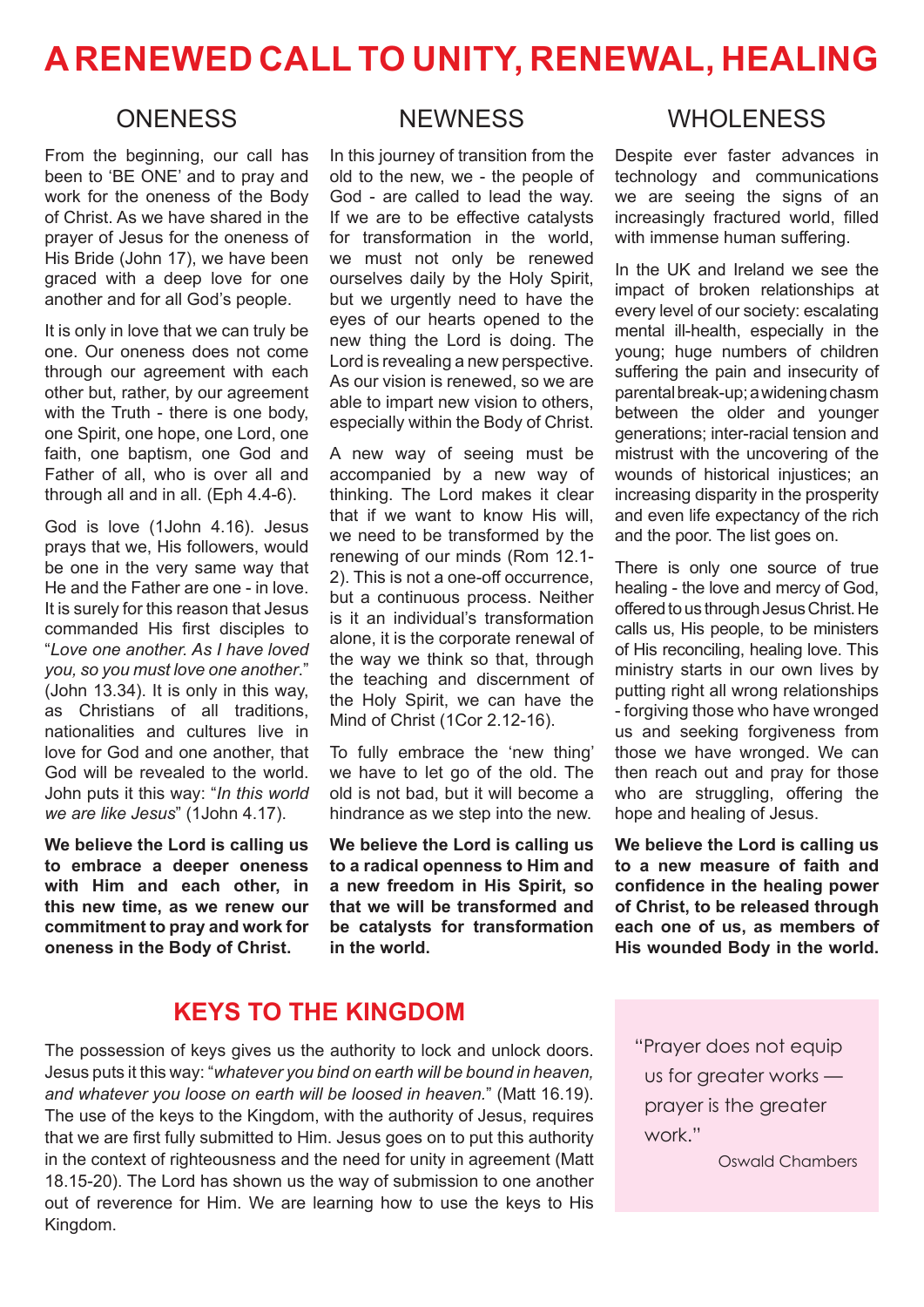# A RENEWED CALL TO UNITY, RENEWAL, HEALING

## ONENESS

From the beginning, our call has been to 'BE ONE' and to pray and work for the oneness of the Body of Christ. As we have shared in the prayer of Jesus for the oneness of His Bride (John 17), we have been graced with a deep love for one another and for all God's people.

It is only in love that we can truly be one. Our oneness does not come through our agreement with each other but, rather, by our agreement with the Truth - there is one body, one Spirit, one hope, one Lord, one faith, one baptism, one God and Father of all, who is over all and through all and in all. (Eph 4.4-6).

God is love (1John 4.16). Jesus prays that we, His followers, would be one in the very same way that He and the Father are one - in love. It is surely for this reason that Jesus commanded His first disciples to "*Love one another. As I have loved you, so you must love one another.*" (John 13.34). It is only in this way, as Christians of all traditions, nationalities and cultures live in love for God and one another, that God will be revealed to the world. John puts it this way: "*In this world we are like Jesus*" (1John 4.17).

**We believe the Lord is calling us to embrace a deeper oneness with Him and each other, in this new time, as we renew our commitment to pray and work for oneness in the Body of Christ.**

## NEWNESS

In this journey of transition from the old to the new, we - the people of God - are called to lead the way. If we are to be effective catalysts for transformation in the world, we must not only be renewed ourselves daily by the Holy Spirit, but we urgently need to have the eyes of our hearts opened to the new thing the Lord is doing. The Lord is revealing a new perspective. As our vision is renewed, so we are able to impart new vision to others, especially within the Body of Christ.

A new way of seeing must be accompanied by a new way of thinking. The Lord makes it clear that if we want to know His will, we need to be transformed by the renewing of our minds (Rom 12.1-2). This is not a one-off occurrence, but a continuous process. Neither is it an individual's transformation alone, it is the corporate renewal of the way we think so that, through the teaching and discernment of the Holy Spirit, we can have the Mind of Christ (1Cor 2.12-16).

To fully embrace the 'new thing' we have to let go of the old. The old is not bad, but it will become a hindrance as we step into the new.

**We believe the Lord is calling us to a radical openness to Him and a new freedom in His Spirit, so that we will be transformed and be catalysts for transformation in the world.**

## WHOLENESS

Despite ever faster advances in technology and communications we are seeing the signs of an increasingly fractured world, filled with immense human suffering.

In the UK and Ireland we see the impact of broken relationships at every level of our society: escalating mental ill-health, especially in the young; huge numbers of children suffering the pain and insecurity of parental break-up; a widening chasm between the older and younger generations; inter-racial tension and mistrust with the uncovering of the wounds of historical injustices; an increasing disparity in the prosperity and even life expectancy of the rich and the poor. The list goes on.

There is only one source of true healing - the love and mercy of God, offered to us through Jesus Christ. He calls us, His people, to be ministers of His reconciling, healing love. This ministry starts in our own lives by putting right all wrong relationships - forgiving those who have wronged us and seeking forgiveness from those we have wronged. We can then reach out and pray for those who are struggling, offering the hope and healing of Jesus.

**We believe the Lord is calling us to a new measure of faith and confidence in the healing power of Christ, to be released through each one of us, as members of His wounded Body in the world.**

## KEYS TO THE KINGDOM

The possession of keys gives us the authority to lock and unlock doors. Jesus puts it this way: "*whatever you bind on earth will be bound in heaven, and whatever you loose on earth will be loosed in heaven.*" (Matt 16.19). The use of the keys to the Kingdom, with the authority of Jesus, requires that we are first fully submitted to Him. Jesus goes on to put this authority in the context of righteousness and the need for unity in agreement (Matt 18.15-20). The Lord has shown us the way of submission to one another out of reverence for Him. We are learning how to use the keys to His Kingdom.

> "Prayer does not equip us for greater works — prayer is the greater work."
>
> Oswald Chambers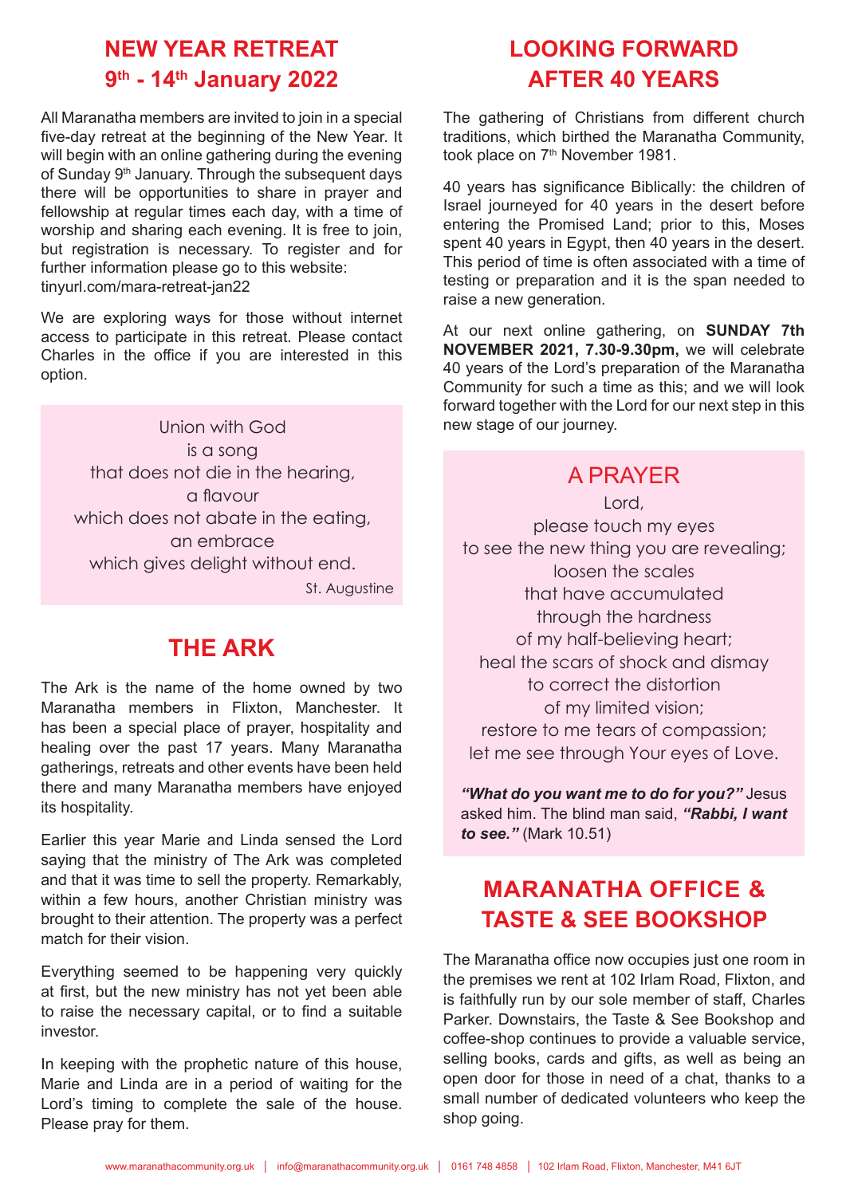## NEW YEAR RETREAT 9th - 14th January 2022

All Maranatha members are invited to join in a special five-day retreat at the beginning of the New Year. It will begin with an online gathering during the evening of Sunday 9th January. Through the subsequent days there will be opportunities to share in prayer and fellowship at regular times each day, with a time of worship and sharing each evening. It is free to join, but registration is necessary. To register and for further information please go to this website: tinyurl.com/mara-retreat-jan22

We are exploring ways for those without internet access to participate in this retreat. Please contact Charles in the office if you are interested in this option.

Union with God
is a song
that does not die in the hearing,
a flavour
which does not abate in the eating,
an embrace
which gives delight without end.

St. Augustine

## THE ARK

The Ark is the name of the home owned by two Maranatha members in Flixton, Manchester. It has been a special place of prayer, hospitality and healing over the past 17 years. Many Maranatha gatherings, retreats and other events have been held there and many Maranatha members have enjoyed its hospitality.

Earlier this year Marie and Linda sensed the Lord saying that the ministry of The Ark was completed and that it was time to sell the property. Remarkably, within a few hours, another Christian ministry was brought to their attention. The property was a perfect match for their vision.

Everything seemed to be happening very quickly at first, but the new ministry has not yet been able to raise the necessary capital, or to find a suitable investor.

In keeping with the prophetic nature of this house, Marie and Linda are in a period of waiting for the Lord's timing to complete the sale of the house. Please pray for them.

## LOOKING FORWARD AFTER 40 YEARS

The gathering of Christians from different church traditions, which birthed the Maranatha Community, took place on 7th November 1981.

40 years has significance Biblically: the children of Israel journeyed for 40 years in the desert before entering the Promised Land; prior to this, Moses spent 40 years in Egypt, then 40 years in the desert. This period of time is often associated with a time of testing or preparation and it is the span needed to raise a new generation.

At our next online gathering, on **SUNDAY 7th NOVEMBER 2021, 7.30-9.30pm,** we will celebrate 40 years of the Lord's preparation of the Maranatha Community for such a time as this; and we will look forward together with the Lord for our next step in this new stage of our journey.

### A PRAYER

Lord,
please touch my eyes
to see the new thing you are revealing;
loosen the scales
that have accumulated
through the hardness
of my half-believing heart;
heal the scars of shock and dismay
to correct the distortion
of my limited vision;
restore to me tears of compassion;
let me see through Your eyes of Love.

***"What do you want me to do for you?"*** Jesus asked him. The blind man said, ***"Rabbi, I want to see."*** (Mark 10.51)

## MARANATHA OFFICE & TASTE & SEE BOOKSHOP

The Maranatha office now occupies just one room in the premises we rent at 102 Irlam Road, Flixton, and is faithfully run by our sole member of staff, Charles Parker. Downstairs, the Taste & See Bookshop and coffee-shop continues to provide a valuable service, selling books, cards and gifts, as well as being an open door for those in need of a chat, thanks to a small number of dedicated volunteers who keep the shop going.

www.maranathacommunity.org.uk | info@maranathacommunity.org.uk | 0161 748 4858 | 102 Irlam Road, Flixton, Manchester, M41 6JT